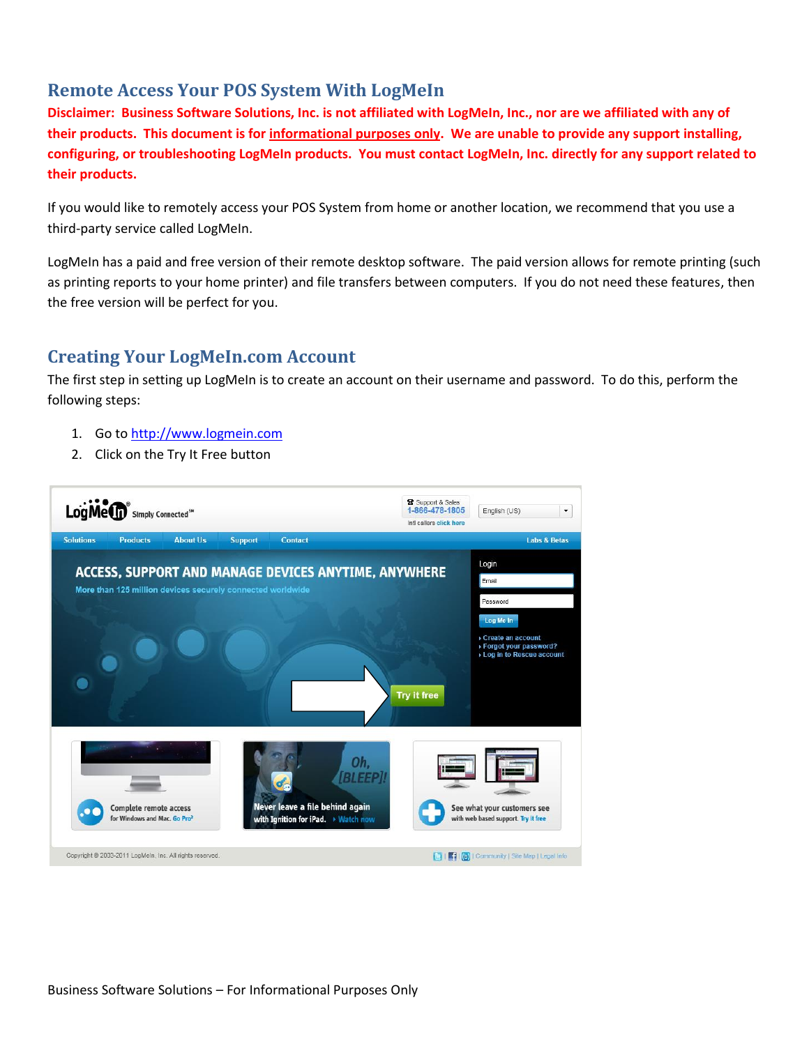## Remote Access Your POS System With LogMeIn

**Disclaimer: Business Software Solutions, Inc. is not affiliated with LogMeIn, Inc., nor are we affiliated with any of their products. This document is for informational purposes only. We are unable to provide any support installing, configuring, or troubleshooting LogMeIn products. You must contact LogMeIn, Inc. directly for any support related to their products.**

If you would like to remotely access your POS System from home or another location, we recommend that you use a third-party service called LogMeIn.

LogMeIn has a paid and free version of their remote desktop software. The paid version allows for remote printing (such as printing reports to your home printer) and file transfers between computers. If you do not need these features, then the free version will be perfect for you.

## Creating Your LogMeIn.com Account

The first step in setting up LogMeIn is to create an account on their username and password. To do this, perform the following steps:

1. Go to http://www.logmein.com
2. Click on the Try It Free button

Business Software Solutions – For Informational Purposes Only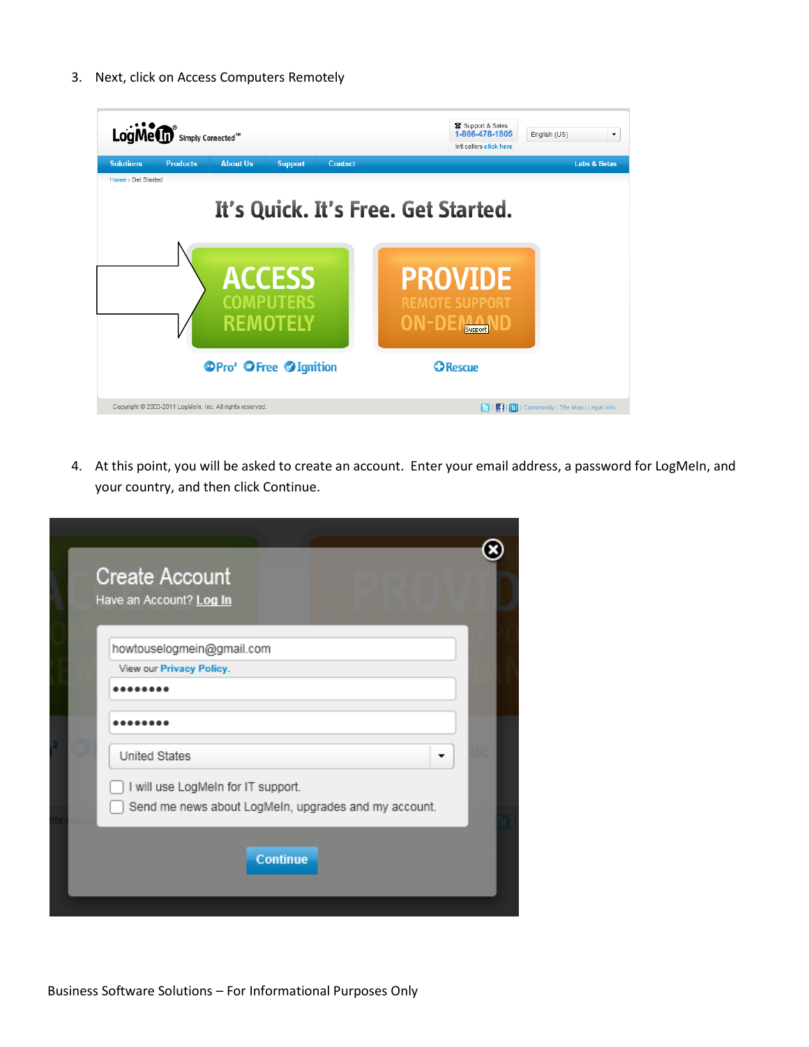3. Next, click on Access Computers Remotely

4. At this point, you will be asked to create an account. Enter your email address, a password for LogMeIn, and your country, and then click Continue.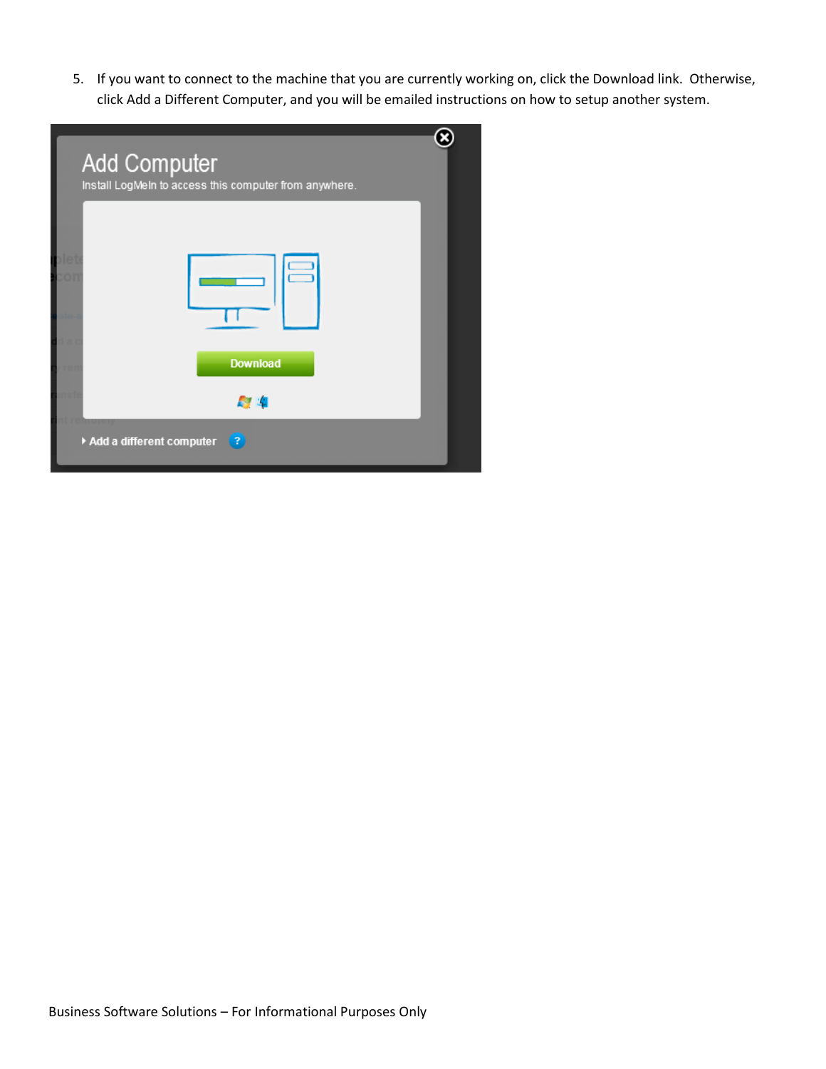5. If you want to connect to the machine that you are currently working on, click the Download link. Otherwise, click Add a Different Computer, and you will be emailed instructions on how to setup another system.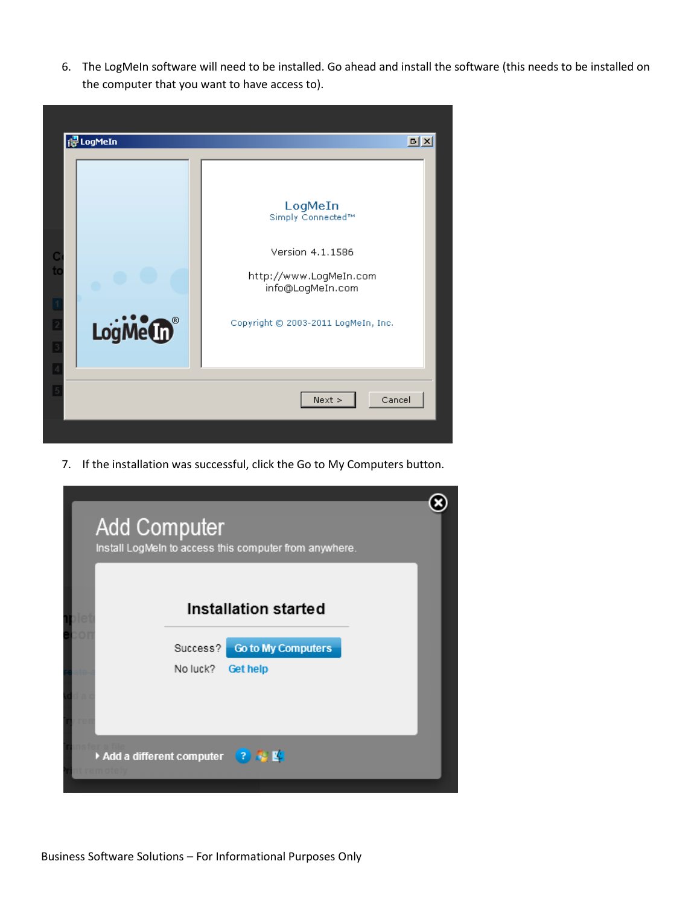6. The LogMeIn software will need to be installed. Go ahead and install the software (this needs to be installed on the computer that you want to have access to).

7. If the installation was successful, click the Go to My Computers button.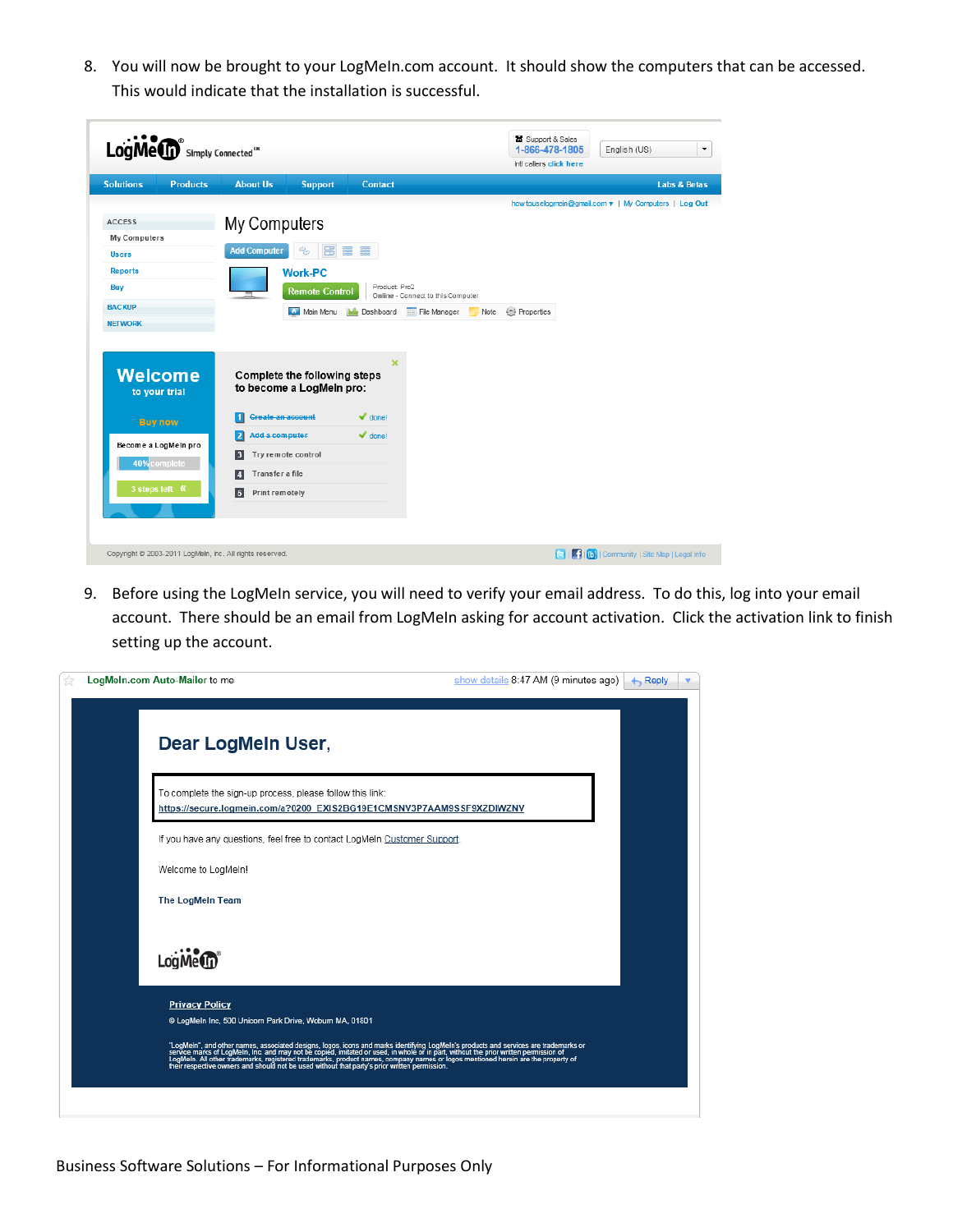8. You will now be brought to your LogMeIn.com account. It should show the computers that can be accessed. This would indicate that the installation is successful.

9. Before using the LogMeIn service, you will need to verify your email address. To do this, log into your email account. There should be an email from LogMeIn asking for account activation. Click the activation link to finish setting up the account.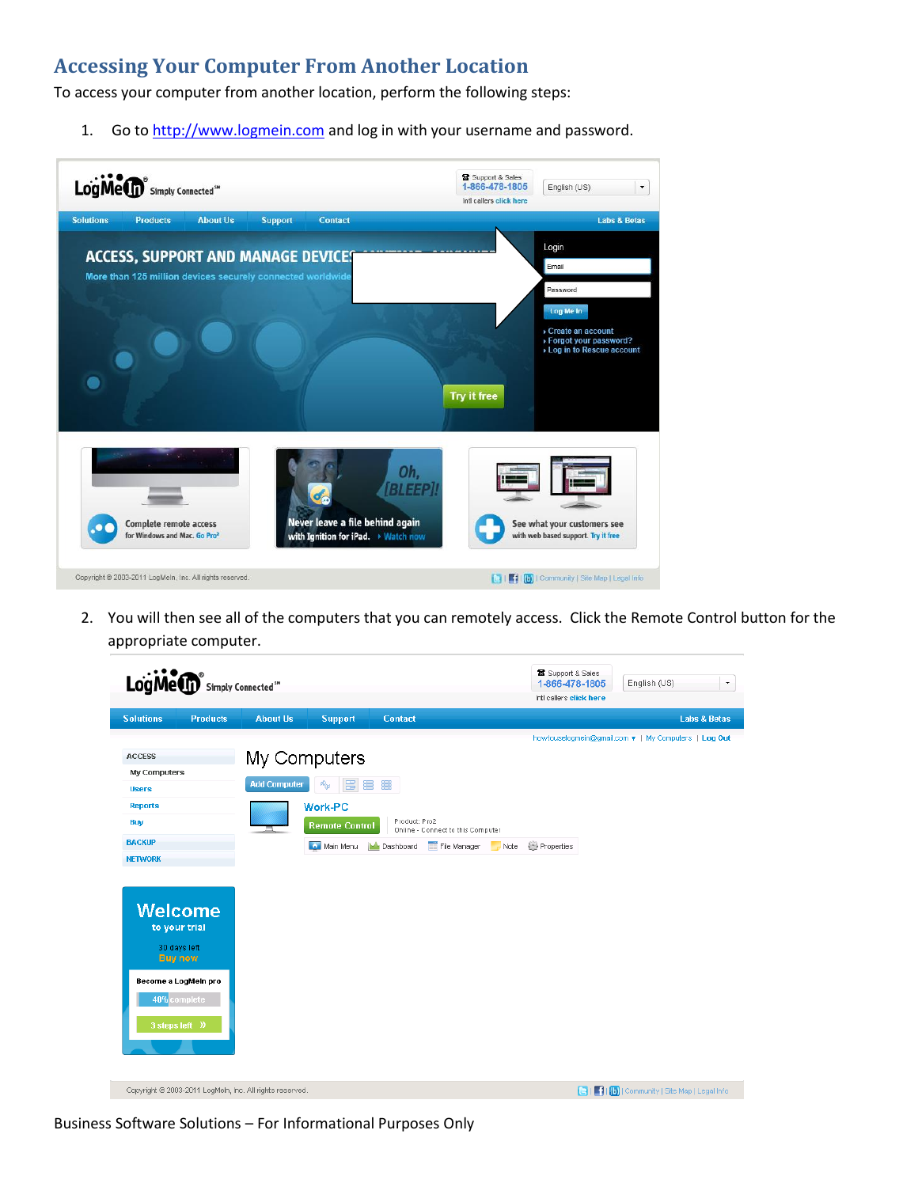## Accessing Your Computer From Another Location

To access your computer from another location, perform the following steps:

1. Go to http://www.logmein.com and log in with your username and password.

2. You will then see all of the computers that you can remotely access. Click the Remote Control button for the appropriate computer.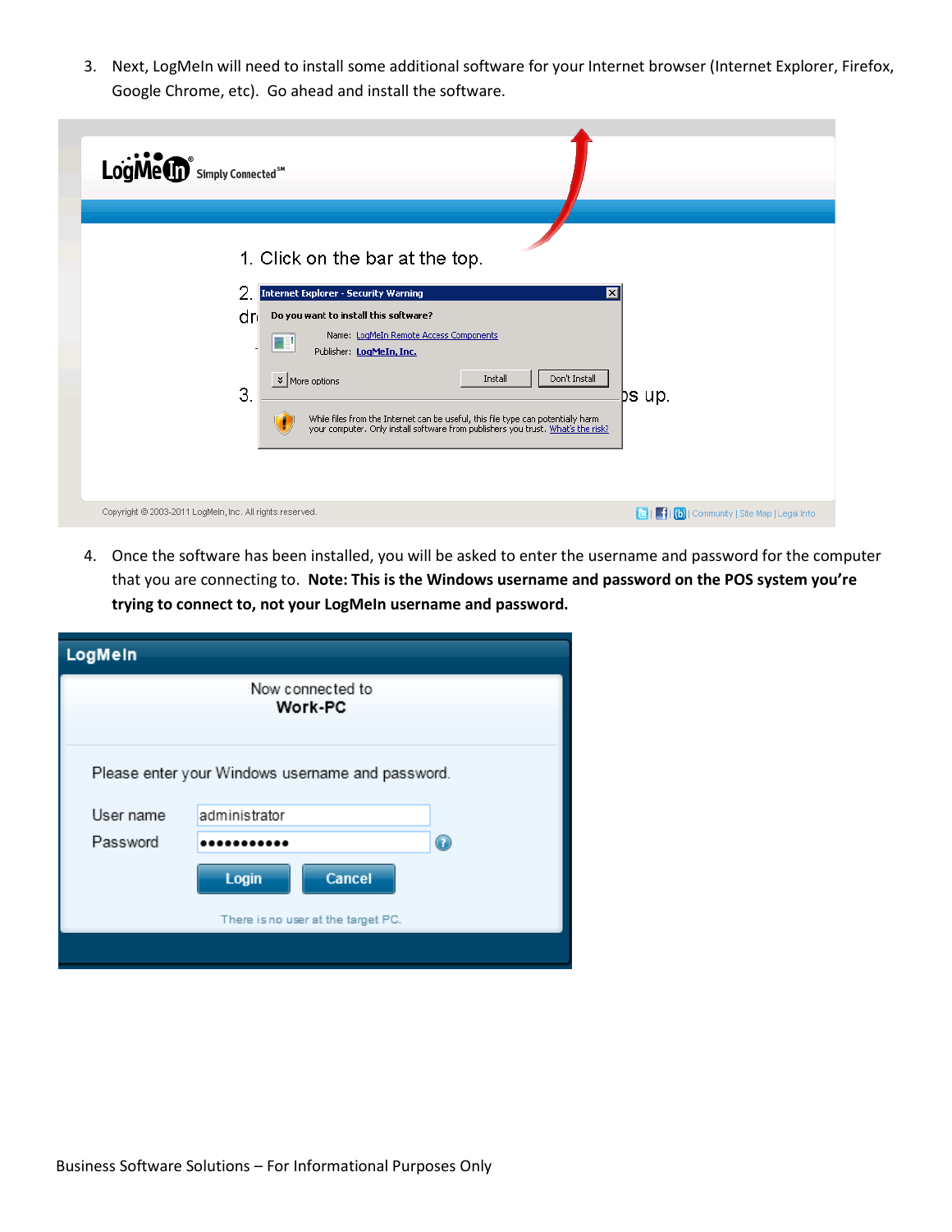3. Next, LogMeIn will need to install some additional software for your Internet browser (Internet Explorer, Firefox, Google Chrome, etc). Go ahead and install the software.

4. Once the software has been installed, you will be asked to enter the username and password for the computer that you are connecting to. **Note: This is the Windows username and password on the POS system you're trying to connect to, not your LogMeIn username and password.**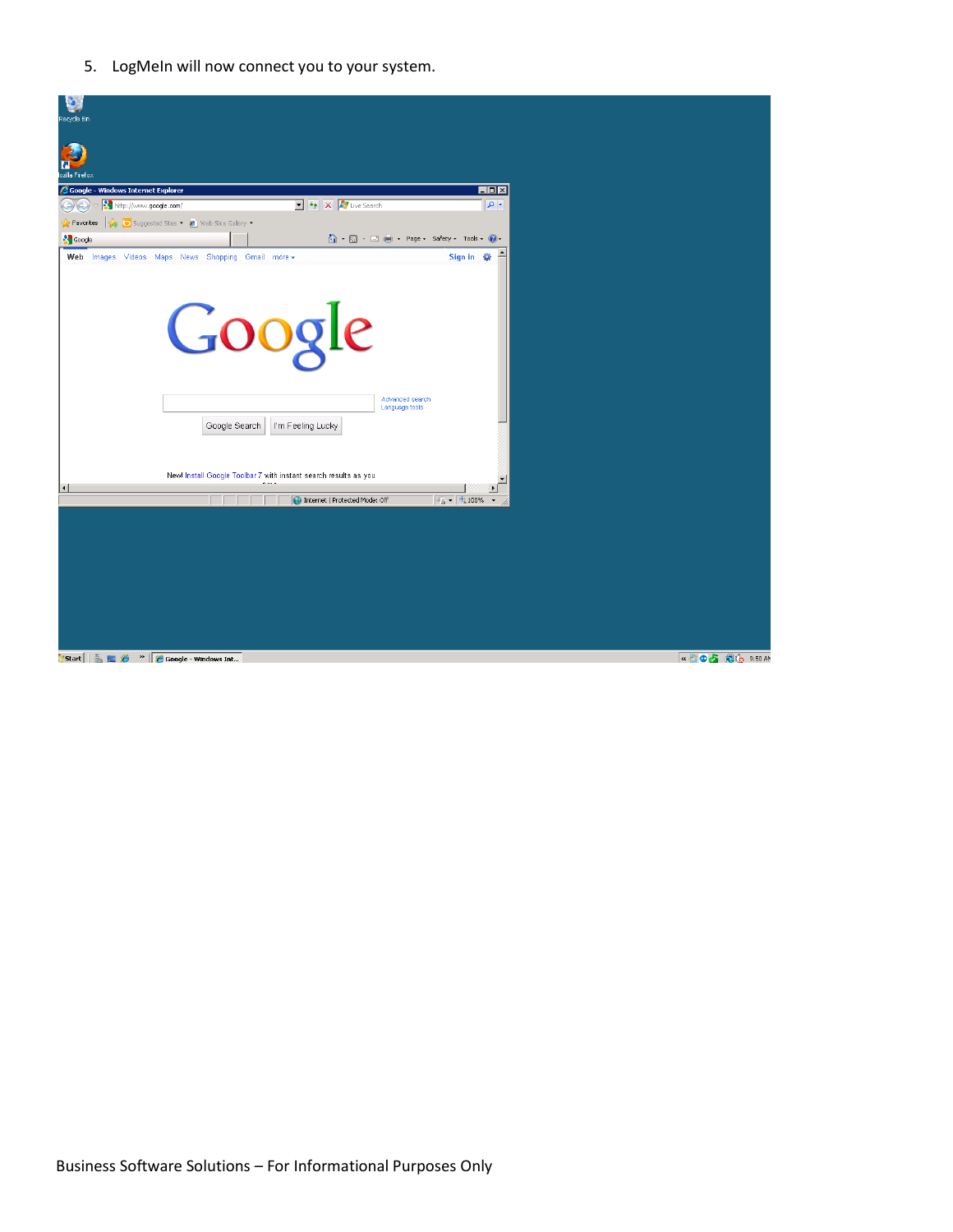5. LogMeIn will now connect you to your system.